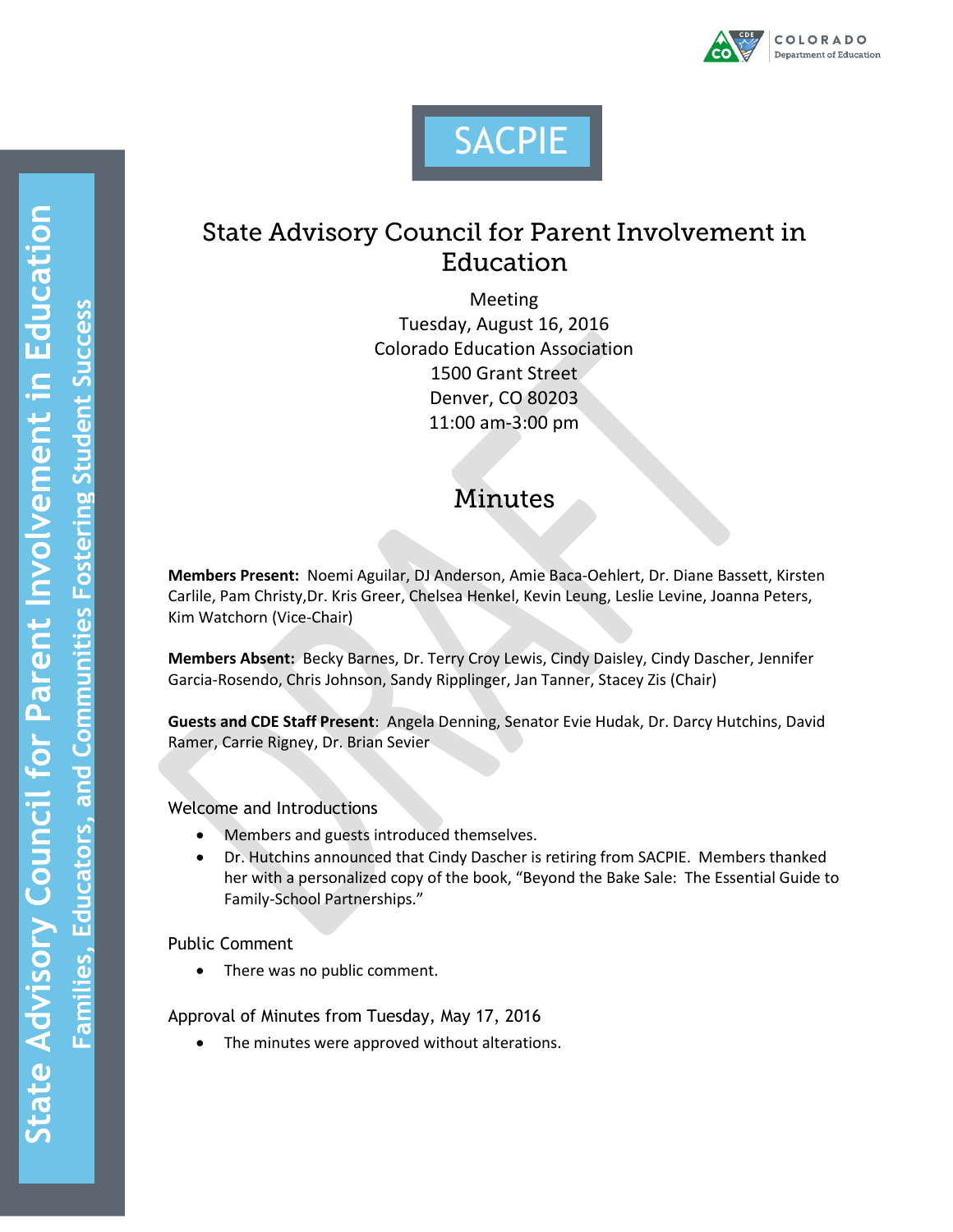SACPIE

# State Advisory Council for Parent Involvement in Education

Meeting
Tuesday, August 16, 2016
Colorado Education Association
1500 Grant Street
Denver, CO 80203
11:00 am-3:00 pm

## Minutes

**Members Present:** Noemi Aguilar, DJ Anderson, Amie Baca-Oehlert, Dr. Diane Bassett, Kirsten Carlile, Pam Christy,Dr. Kris Greer, Chelsea Henkel, Kevin Leung, Leslie Levine, Joanna Peters, Kim Watchorn (Vice-Chair)

**Members Absent:** Becky Barnes, Dr. Terry Croy Lewis, Cindy Daisley, Cindy Dascher, Jennifer Garcia-Rosendo, Chris Johnson, Sandy Ripplinger, Jan Tanner, Stacey Zis (Chair)

**Guests and CDE Staff Present**: Angela Denning, Senator Evie Hudak, Dr. Darcy Hutchins, David Ramer, Carrie Rigney, Dr. Brian Sevier

### Welcome and Introductions

- Members and guests introduced themselves.
- Dr. Hutchins announced that Cindy Dascher is retiring from SACPIE. Members thanked her with a personalized copy of the book, "Beyond the Bake Sale: The Essential Guide to Family-School Partnerships."

### Public Comment

- There was no public comment.

### Approval of Minutes from Tuesday, May 17, 2016

- The minutes were approved without alterations.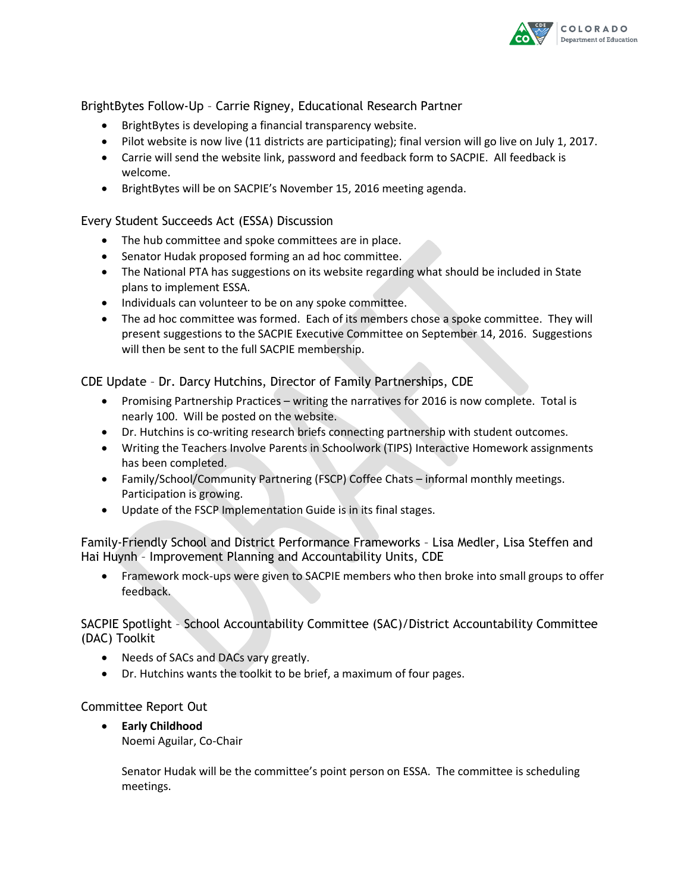## BrightBytes Follow-Up – Carrie Rigney, Educational Research Partner

- BrightBytes is developing a financial transparency website.
- Pilot website is now live (11 districts are participating); final version will go live on July 1, 2017.
- Carrie will send the website link, password and feedback form to SACPIE. All feedback is welcome.
- BrightBytes will be on SACPIE's November 15, 2016 meeting agenda.

## Every Student Succeeds Act (ESSA) Discussion

- The hub committee and spoke committees are in place.
- Senator Hudak proposed forming an ad hoc committee.
- The National PTA has suggestions on its website regarding what should be included in State plans to implement ESSA.
- Individuals can volunteer to be on any spoke committee.
- The ad hoc committee was formed. Each of its members chose a spoke committee. They will present suggestions to the SACPIE Executive Committee on September 14, 2016. Suggestions will then be sent to the full SACPIE membership.

## CDE Update – Dr. Darcy Hutchins, Director of Family Partnerships, CDE

- Promising Partnership Practices – writing the narratives for 2016 is now complete. Total is nearly 100. Will be posted on the website.
- Dr. Hutchins is co-writing research briefs connecting partnership with student outcomes.
- Writing the Teachers Involve Parents in Schoolwork (TIPS) Interactive Homework assignments has been completed.
- Family/School/Community Partnering (FSCP) Coffee Chats – informal monthly meetings. Participation is growing.
- Update of the FSCP Implementation Guide is in its final stages.

## Family-Friendly School and District Performance Frameworks – Lisa Medler, Lisa Steffen and Hai Huynh – Improvement Planning and Accountability Units, CDE

- Framework mock-ups were given to SACPIE members who then broke into small groups to offer feedback.

## SACPIE Spotlight – School Accountability Committee (SAC)/District Accountability Committee (DAC) Toolkit

- Needs of SACs and DACs vary greatly.
- Dr. Hutchins wants the toolkit to be brief, a maximum of four pages.

## Committee Report Out

- **Early Childhood**
  Noemi Aguilar, Co-Chair

  Senator Hudak will be the committee's point person on ESSA. The committee is scheduling meetings.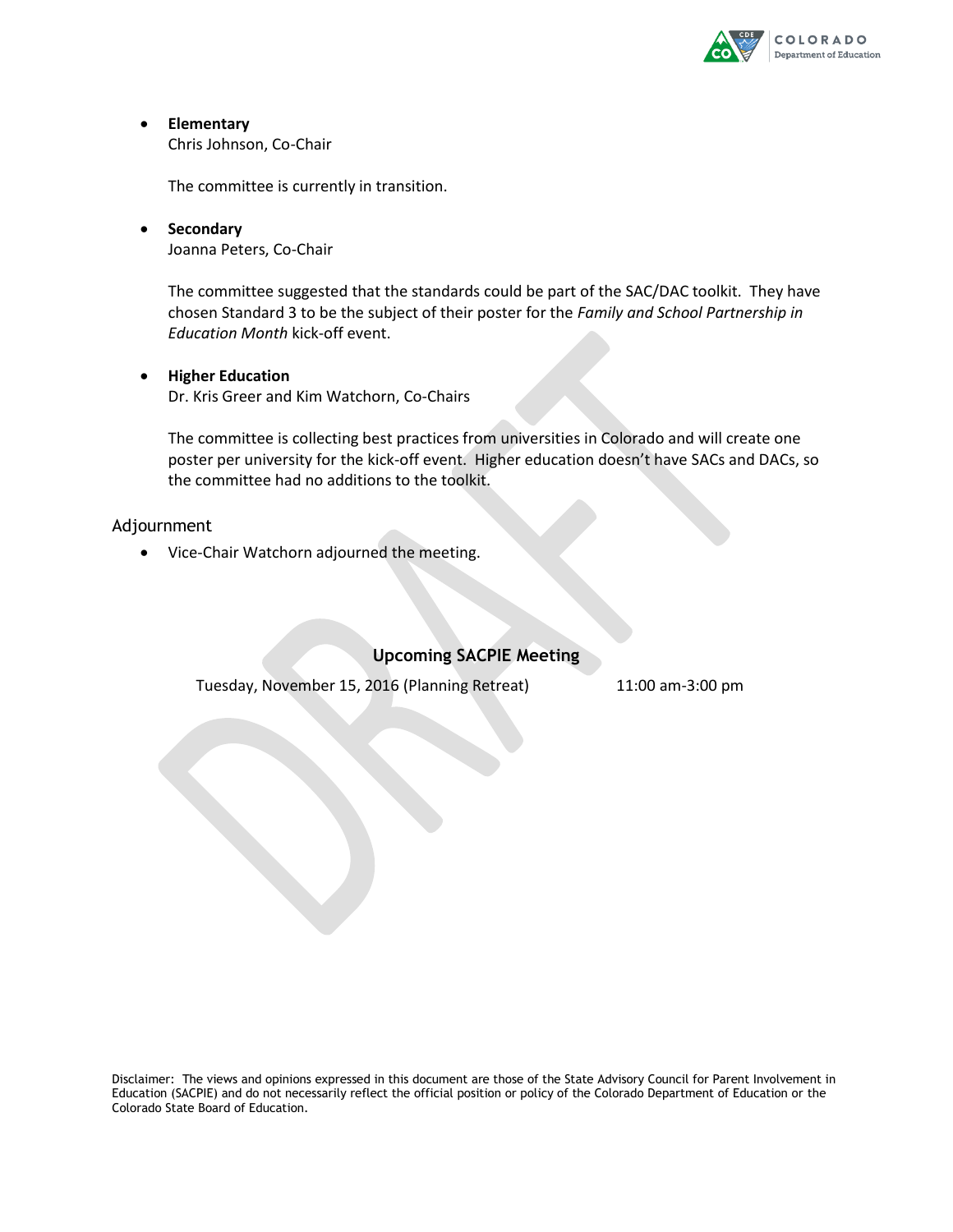- **Elementary**
  Chris Johnson, Co-Chair

  The committee is currently in transition.

- **Secondary**
  Joanna Peters, Co-Chair

  The committee suggested that the standards could be part of the SAC/DAC toolkit. They have chosen Standard 3 to be the subject of their poster for the *Family and School Partnership in Education Month* kick-off event.

- **Higher Education**
  Dr. Kris Greer and Kim Watchorn, Co-Chairs

  The committee is collecting best practices from universities in Colorado and will create one poster per university for the kick-off event. Higher education doesn't have SACs and DACs, so the committee had no additions to the toolkit.

## Adjournment

- Vice-Chair Watchorn adjourned the meeting.

### Upcoming SACPIE Meeting

Tuesday, November 15, 2016 (Planning Retreat) 11:00 am-3:00 pm

Disclaimer: The views and opinions expressed in this document are those of the State Advisory Council for Parent Involvement in Education (SACPIE) and do not necessarily reflect the official position or policy of the Colorado Department of Education or the Colorado State Board of Education.